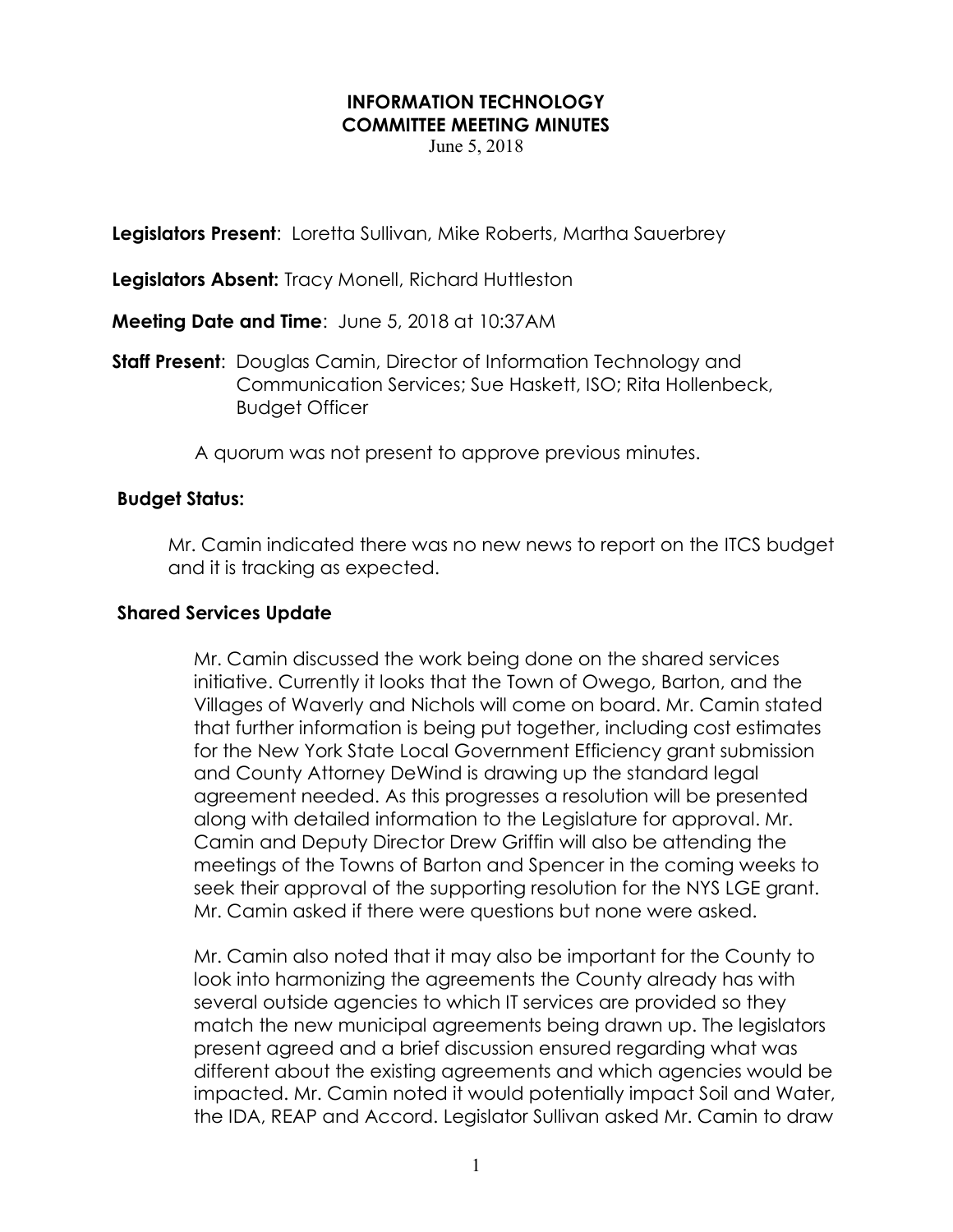# INFORMATION TECHNOLOGY COMMITTEE MEETING MINUTES

June 5, 2018

**Legislators Present**: Loretta Sullivan, Mike Roberts, Martha Sauerbrey

**Legislators Absent:** Tracy Monell, Richard Huttleston

**Meeting Date and Time**: June 5, 2018 at 10:37AM

**Staff Present**: Douglas Camin, Director of Information Technology and Communication Services; Sue Haskett, ISO; Rita Hollenbeck, Budget Officer

A quorum was not present to approve previous minutes.

## Budget Status:

Mr. Camin indicated there was no new news to report on the ITCS budget and it is tracking as expected.

## Shared Services Update

Mr. Camin discussed the work being done on the shared services initiative. Currently it looks that the Town of Owego, Barton, and the Villages of Waverly and Nichols will come on board. Mr. Camin stated that further information is being put together, including cost estimates for the New York State Local Government Efficiency grant submission and County Attorney DeWind is drawing up the standard legal agreement needed. As this progresses a resolution will be presented along with detailed information to the Legislature for approval. Mr. Camin and Deputy Director Drew Griffin will also be attending the meetings of the Towns of Barton and Spencer in the coming weeks to seek their approval of the supporting resolution for the NYS LGE grant. Mr. Camin asked if there were questions but none were asked.

Mr. Camin also noted that it may also be important for the County to look into harmonizing the agreements the County already has with several outside agencies to which IT services are provided so they match the new municipal agreements being drawn up. The legislators present agreed and a brief discussion ensured regarding what was different about the existing agreements and which agencies would be impacted. Mr. Camin noted it would potentially impact Soil and Water, the IDA, REAP and Accord. Legislator Sullivan asked Mr. Camin to draw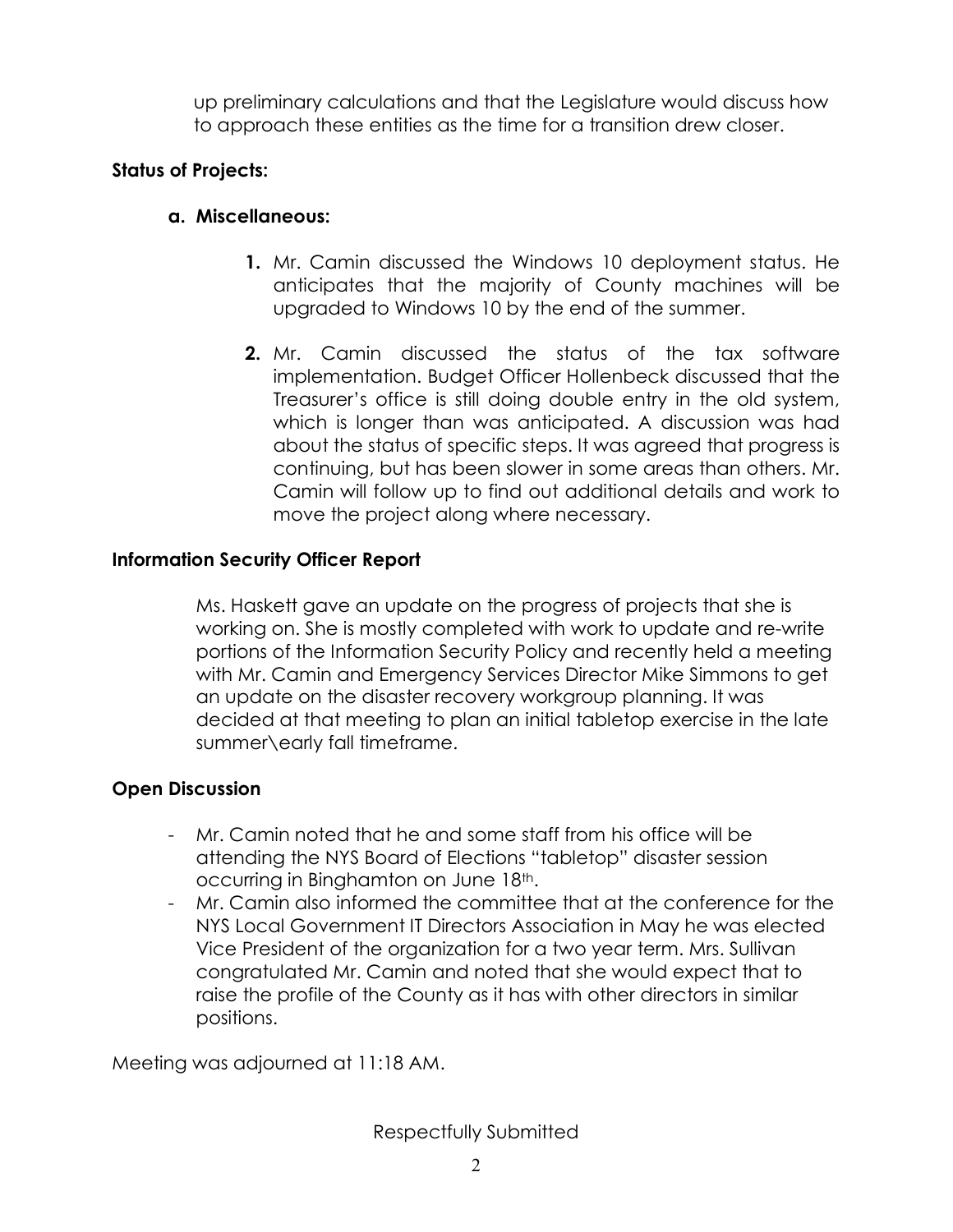up preliminary calculations and that the Legislature would discuss how to approach these entities as the time for a transition drew closer.

**Status of Projects:**

**a. Miscellaneous:**

1. Mr. Camin discussed the Windows 10 deployment status. He anticipates that the majority of County machines will be upgraded to Windows 10 by the end of the summer.

2. Mr. Camin discussed the status of the tax software implementation. Budget Officer Hollenbeck discussed that the Treasurer's office is still doing double entry in the old system, which is longer than was anticipated. A discussion was had about the status of specific steps. It was agreed that progress is continuing, but has been slower in some areas than others. Mr. Camin will follow up to find out additional details and work to move the project along where necessary.

**Information Security Officer Report**

Ms. Haskett gave an update on the progress of projects that she is working on. She is mostly completed with work to update and re-write portions of the Information Security Policy and recently held a meeting with Mr. Camin and Emergency Services Director Mike Simmons to get an update on the disaster recovery workgroup planning. It was decided at that meeting to plan an initial tabletop exercise in the late summer\early fall timeframe.

**Open Discussion**

- Mr. Camin noted that he and some staff from his office will be attending the NYS Board of Elections "tabletop" disaster session occurring in Binghamton on June 18th.
- Mr. Camin also informed the committee that at the conference for the NYS Local Government IT Directors Association in May he was elected Vice President of the organization for a two year term. Mrs. Sullivan congratulated Mr. Camin and noted that she would expect that to raise the profile of the County as it has with other directors in similar positions.

Meeting was adjourned at 11:18 AM.

Respectfully Submitted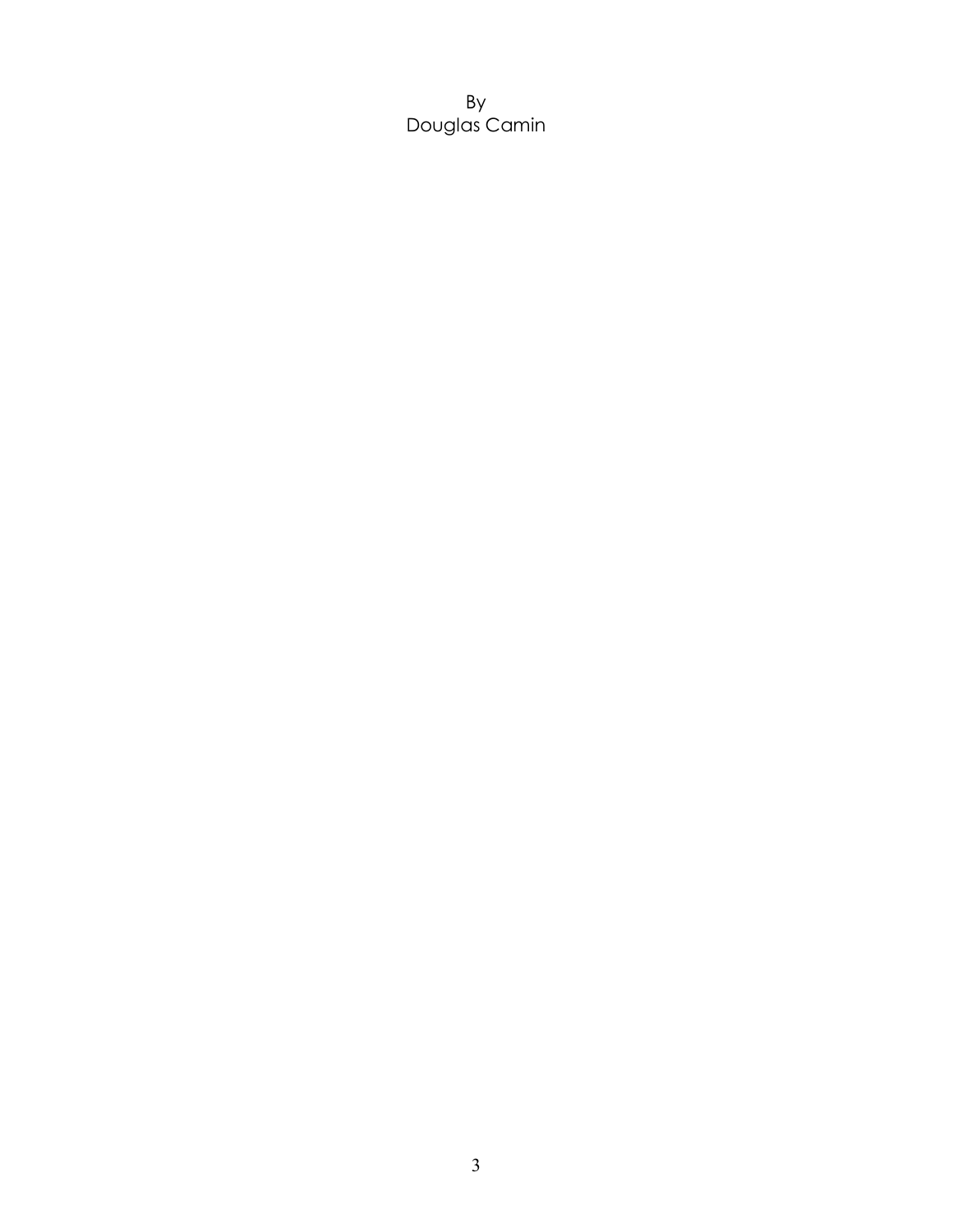By
Douglas Camin